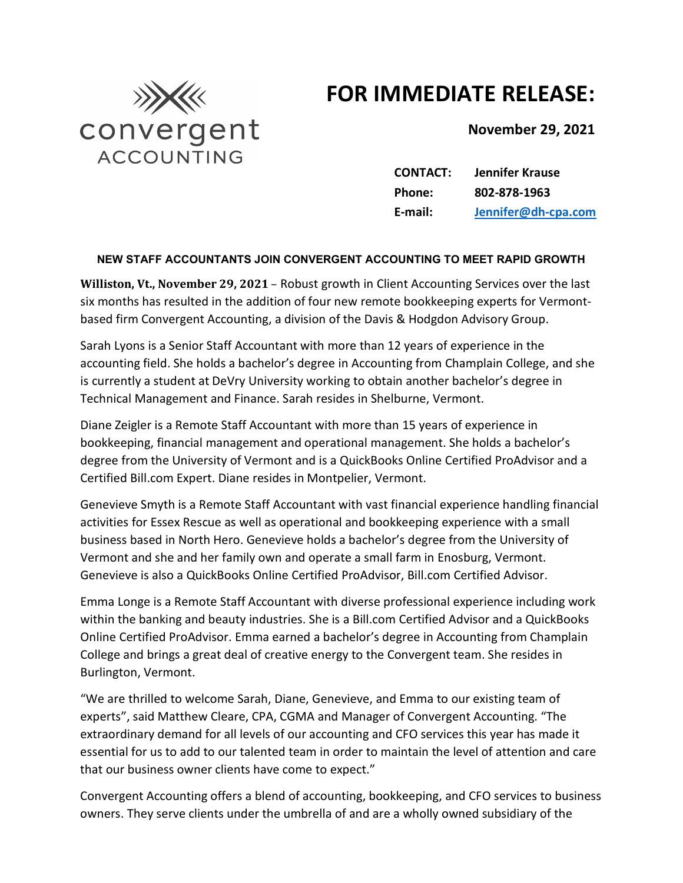convergent ACCOUNTING

# FOR IMMEDIATE RELEASE:

**November 29, 2021**

| | |
|---|---|
| **CONTACT:** | **Jennifer Krause** |
| **Phone:** | **802-878-1963** |
| **E-mail:** | **Jennifer@dh-cpa.com** |

**NEW STAFF ACCOUNTANTS JOIN CONVERGENT ACCOUNTING TO MEET RAPID GROWTH**

**Williston, Vt., November 29, 2021** – Robust growth in Client Accounting Services over the last six months has resulted in the addition of four new remote bookkeeping experts for Vermont-based firm Convergent Accounting, a division of the Davis & Hodgdon Advisory Group.

Sarah Lyons is a Senior Staff Accountant with more than 12 years of experience in the accounting field. She holds a bachelor's degree in Accounting from Champlain College, and she is currently a student at DeVry University working to obtain another bachelor's degree in Technical Management and Finance. Sarah resides in Shelburne, Vermont.

Diane Zeigler is a Remote Staff Accountant with more than 15 years of experience in bookkeeping, financial management and operational management. She holds a bachelor's degree from the University of Vermont and is a QuickBooks Online Certified ProAdvisor and a Certified Bill.com Expert. Diane resides in Montpelier, Vermont.

Genevieve Smyth is a Remote Staff Accountant with vast financial experience handling financial activities for Essex Rescue as well as operational and bookkeeping experience with a small business based in North Hero. Genevieve holds a bachelor's degree from the University of Vermont and she and her family own and operate a small farm in Enosburg, Vermont. Genevieve is also a QuickBooks Online Certified ProAdvisor, Bill.com Certified Advisor.

Emma Longe is a Remote Staff Accountant with diverse professional experience including work within the banking and beauty industries. She is a Bill.com Certified Advisor and a QuickBooks Online Certified ProAdvisor. Emma earned a bachelor's degree in Accounting from Champlain College and brings a great deal of creative energy to the Convergent team. She resides in Burlington, Vermont.

"We are thrilled to welcome Sarah, Diane, Genevieve, and Emma to our existing team of experts", said Matthew Cleare, CPA, CGMA and Manager of Convergent Accounting. "The extraordinary demand for all levels of our accounting and CFO services this year has made it essential for us to add to our talented team in order to maintain the level of attention and care that our business owner clients have come to expect."

Convergent Accounting offers a blend of accounting, bookkeeping, and CFO services to business owners. They serve clients under the umbrella of and are a wholly owned subsidiary of the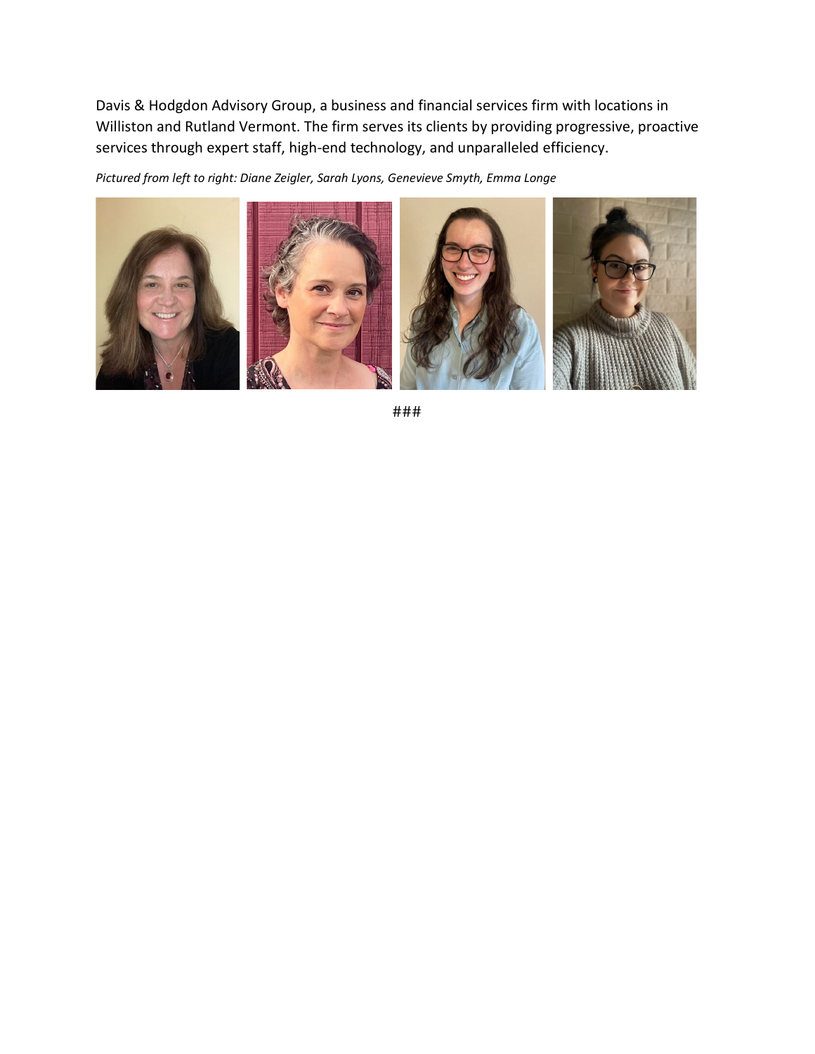Davis & Hodgdon Advisory Group, a business and financial services firm with locations in Williston and Rutland Vermont. The firm serves its clients by providing progressive, proactive services through expert staff, high-end technology, and unparalleled efficiency.

*Pictured from left to right: Diane Zeigler, Sarah Lyons, Genevieve Smyth, Emma Longe*

###